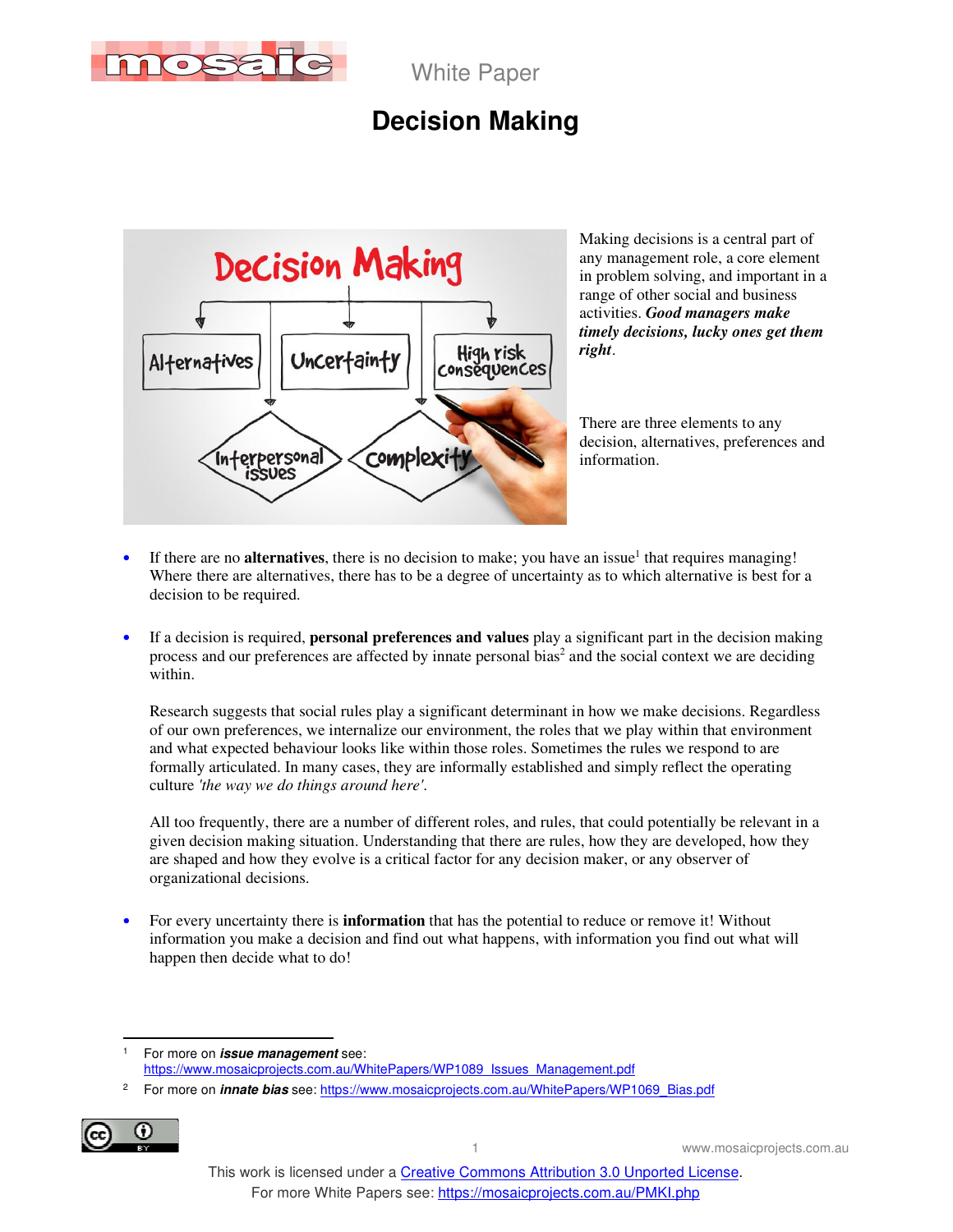White Paper

# Decision Making

Making decisions is a central part of any management role, a core element in problem solving, and important in a range of other social and business activities. ***Good managers make timely decisions, lucky ones get them right***.

There are three elements to any decision, alternatives, preferences and information.

- If there are no **alternatives**, there is no decision to make; you have an issue[1] that requires managing! Where there are alternatives, there has to be a degree of uncertainty as to which alternative is best for a decision to be required.

- If a decision is required, **personal preferences and values** play a significant part in the decision making process and our preferences are affected by innate personal bias[2] and the social context we are deciding within.

  Research suggests that social rules play a significant determinant in how we make decisions. Regardless of our own preferences, we internalize our environment, the roles that we play within that environment and what expected behaviour looks like within those roles. Sometimes the rules we respond to are formally articulated. In many cases, they are informally established and simply reflect the operating culture *'the way we do things around here'*.

  All too frequently, there are a number of different roles, and rules, that could potentially be relevant in a given decision making situation. Understanding that there are rules, how they are developed, how they are shaped and how they evolve is a critical factor for any decision maker, or any observer of organizational decisions.

- For every uncertainty there is **information** that has the potential to reduce or remove it! Without information you make a decision and find out what happens, with information you find out what will happen then decide what to do!

---

[1] For more on ***issue management*** see: https://www.mosaicprojects.com.au/WhitePapers/WP1089_Issues_Management.pdf

[2] For more on ***innate bias*** see: https://www.mosaicprojects.com.au/WhitePapers/WP1069_Bias.pdf

This work is licensed under a Creative Commons Attribution 3.0 Unported License.
For more White Papers see: https://mosaicprojects.com.au/PMKI.php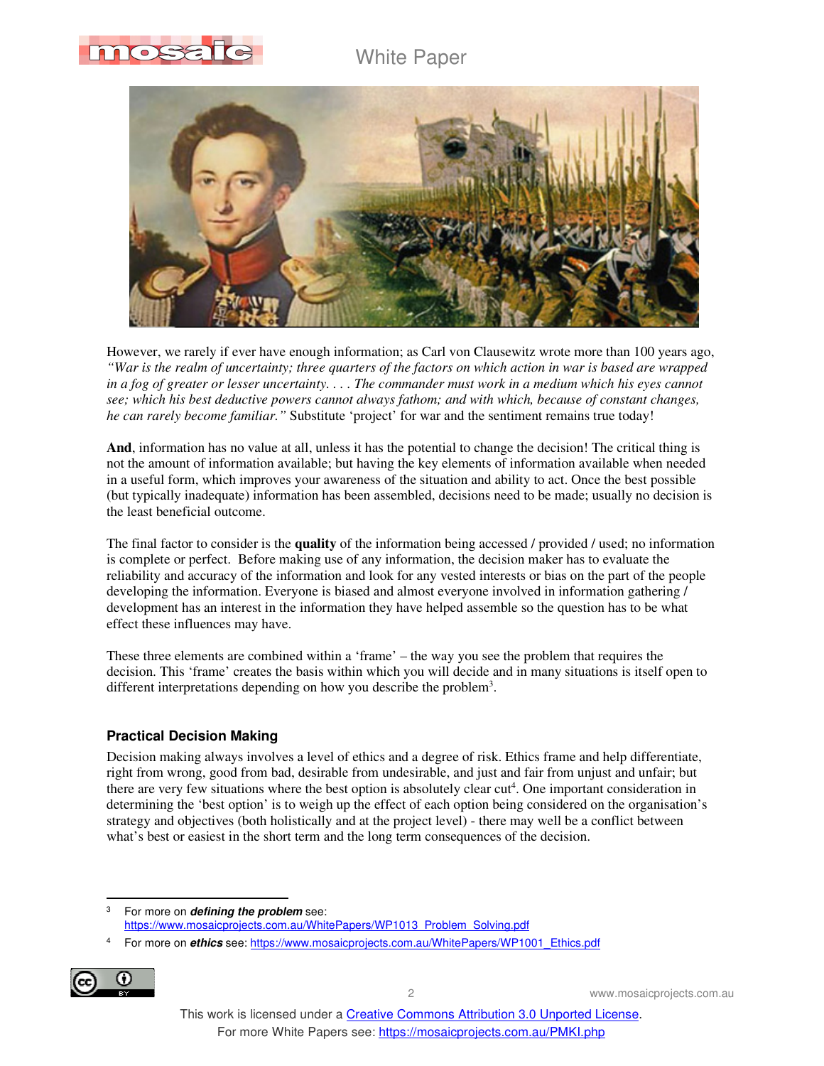However, we rarely if ever have enough information; as Carl von Clausewitz wrote more than 100 years ago, *"War is the realm of uncertainty; three quarters of the factors on which action in war is based are wrapped in a fog of greater or lesser uncertainty. . . . The commander must work in a medium which his eyes cannot see; which his best deductive powers cannot always fathom; and with which, because of constant changes, he can rarely become familiar."* Substitute 'project' for war and the sentiment remains true today!

**And**, information has no value at all, unless it has the potential to change the decision! The critical thing is not the amount of information available; but having the key elements of information available when needed in a useful form, which improves your awareness of the situation and ability to act. Once the best possible (but typically inadequate) information has been assembled, decisions need to be made; usually no decision is the least beneficial outcome.

The final factor to consider is the **quality** of the information being accessed / provided / used; no information is complete or perfect. Before making use of any information, the decision maker has to evaluate the reliability and accuracy of the information and look for any vested interests or bias on the part of the people developing the information. Everyone is biased and almost everyone involved in information gathering / development has an interest in the information they have helped assemble so the question has to be what effect these influences may have.

These three elements are combined within a 'frame' – the way you see the problem that requires the decision. This 'frame' creates the basis within which you will decide and in many situations is itself open to different interpretations depending on how you describe the problem[3].

## Practical Decision Making

Decision making always involves a level of ethics and a degree of risk. Ethics frame and help differentiate, right from wrong, good from bad, desirable from undesirable, and just and fair from unjust and unfair; but there are very few situations where the best option is absolutely clear cut[4]. One important consideration in determining the 'best option' is to weigh up the effect of each option being considered on the organisation's strategy and objectives (both holistically and at the project level) - there may well be a conflict between what's best or easiest in the short term and the long term consequences of the decision.

---

[3] For more on ***defining the problem*** see: https://www.mosaicprojects.com.au/WhitePapers/WP1013_Problem_Solving.pdf

[4] For more on ***ethics*** see: https://www.mosaicprojects.com.au/WhitePapers/WP1001_Ethics.pdf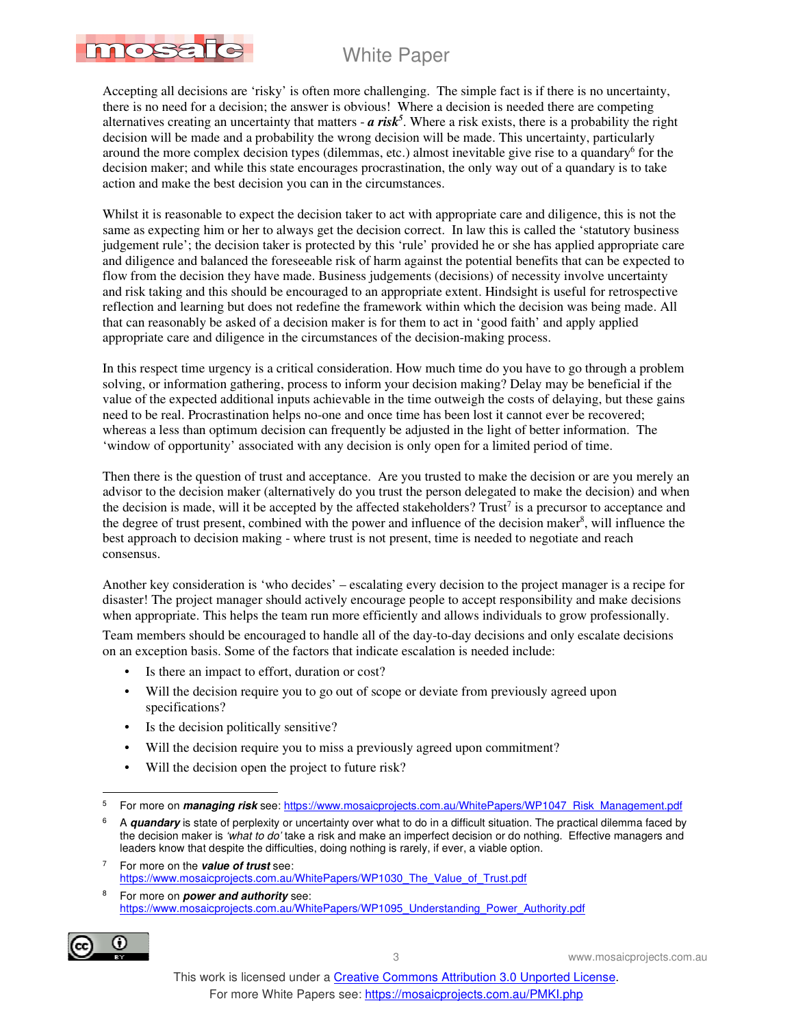Accepting all decisions are 'risky' is often more challenging. The simple fact is if there is no uncertainty, there is no need for a decision; the answer is obvious! Where a decision is needed there are competing alternatives creating an uncertainty that matters - ***a risk***[5]. Where a risk exists, there is a probability the right decision will be made and a probability the wrong decision will be made. This uncertainty, particularly around the more complex decision types (dilemmas, etc.) almost inevitable give rise to a quandary[6] for the decision maker; and while this state encourages procrastination, the only way out of a quandary is to take action and make the best decision you can in the circumstances.

Whilst it is reasonable to expect the decision taker to act with appropriate care and diligence, this is not the same as expecting him or her to always get the decision correct. In law this is called the 'statutory business judgement rule'; the decision taker is protected by this 'rule' provided he or she has applied appropriate care and diligence and balanced the foreseeable risk of harm against the potential benefits that can be expected to flow from the decision they have made. Business judgements (decisions) of necessity involve uncertainty and risk taking and this should be encouraged to an appropriate extent. Hindsight is useful for retrospective reflection and learning but does not redefine the framework within which the decision was being made. All that can reasonably be asked of a decision maker is for them to act in 'good faith' and apply applied appropriate care and diligence in the circumstances of the decision-making process.

In this respect time urgency is a critical consideration. How much time do you have to go through a problem solving, or information gathering, process to inform your decision making? Delay may be beneficial if the value of the expected additional inputs achievable in the time outweigh the costs of delaying, but these gains need to be real. Procrastination helps no-one and once time has been lost it cannot ever be recovered; whereas a less than optimum decision can frequently be adjusted in the light of better information. The 'window of opportunity' associated with any decision is only open for a limited period of time.

Then there is the question of trust and acceptance. Are you trusted to make the decision or are you merely an advisor to the decision maker (alternatively do you trust the person delegated to make the decision) and when the decision is made, will it be accepted by the affected stakeholders? Trust[7] is a precursor to acceptance and the degree of trust present, combined with the power and influence of the decision maker[8], will influence the best approach to decision making - where trust is not present, time is needed to negotiate and reach consensus.

Another key consideration is 'who decides' – escalating every decision to the project manager is a recipe for disaster! The project manager should actively encourage people to accept responsibility and make decisions when appropriate. This helps the team run more efficiently and allows individuals to grow professionally.

Team members should be encouraged to handle all of the day-to-day decisions and only escalate decisions on an exception basis. Some of the factors that indicate escalation is needed include:

- Is there an impact to effort, duration or cost?
- Will the decision require you to go out of scope or deviate from previously agreed upon specifications?
- Is the decision politically sensitive?
- Will the decision require you to miss a previously agreed upon commitment?
- Will the decision open the project to future risk?

---

5 For more on ***managing risk*** see: https://www.mosaicprojects.com.au/WhitePapers/WP1047_Risk_Management.pdf

6 A ***quandary*** is state of perplexity or uncertainty over what to do in a difficult situation. The practical dilemma faced by the decision maker is *'what to do'* take a risk and make an imperfect decision or do nothing. Effective managers and leaders know that despite the difficulties, doing nothing is rarely, if ever, a viable option.

7 For more on the ***value of trust*** see: https://www.mosaicprojects.com.au/WhitePapers/WP1030_The_Value_of_Trust.pdf

8 For more on ***power and authority*** see: https://www.mosaicprojects.com.au/WhitePapers/WP1095_Understanding_Power_Authority.pdf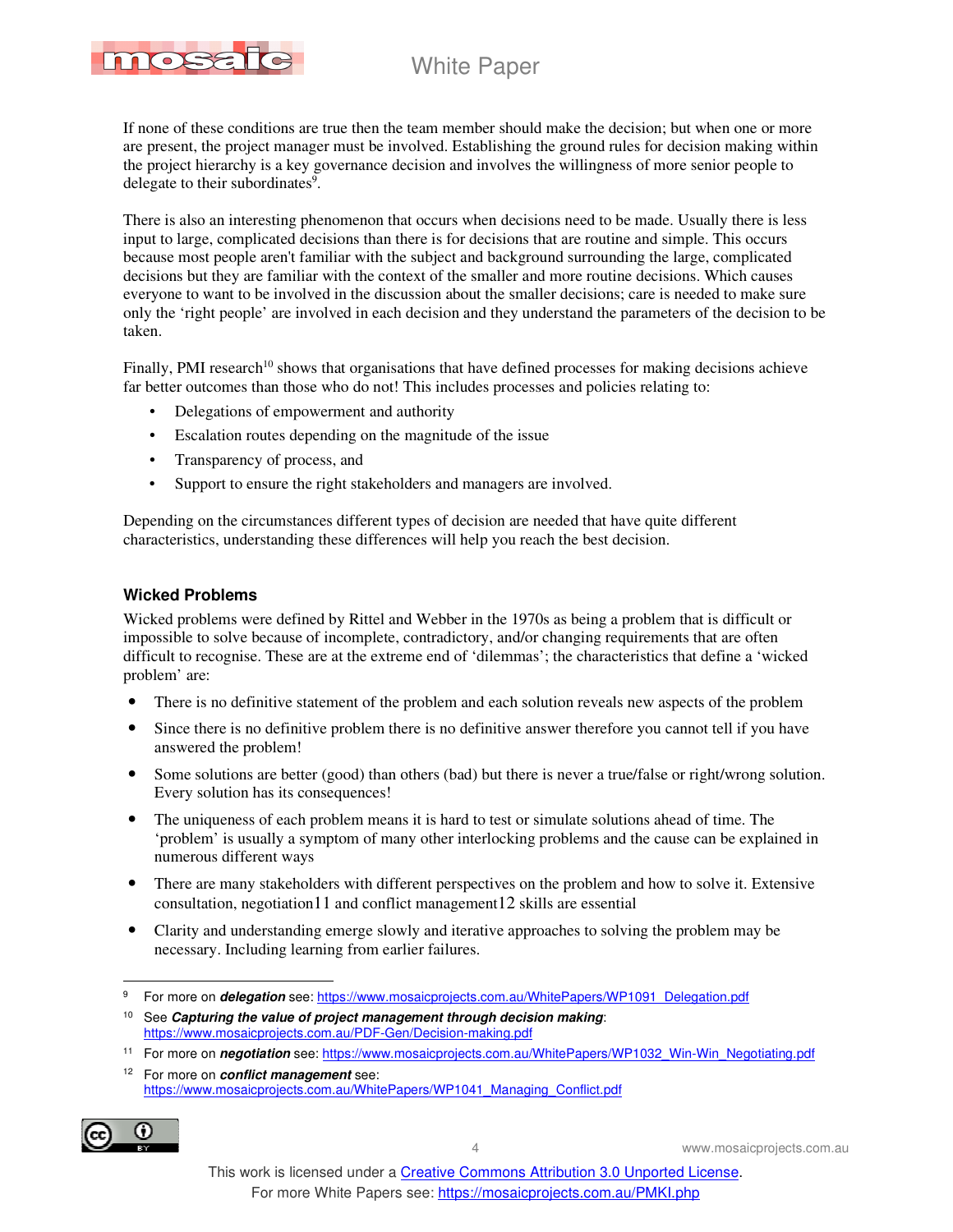If none of these conditions are true then the team member should make the decision; but when one or more are present, the project manager must be involved. Establishing the ground rules for decision making within the project hierarchy is a key governance decision and involves the willingness of more senior people to delegate to their subordinates[9].

There is also an interesting phenomenon that occurs when decisions need to be made. Usually there is less input to large, complicated decisions than there is for decisions that are routine and simple. This occurs because most people aren't familiar with the subject and background surrounding the large, complicated decisions but they are familiar with the context of the smaller and more routine decisions. Which causes everyone to want to be involved in the discussion about the smaller decisions; care is needed to make sure only the 'right people' are involved in each decision and they understand the parameters of the decision to be taken.

Finally, PMI research[10] shows that organisations that have defined processes for making decisions achieve far better outcomes than those who do not! This includes processes and policies relating to:

- Delegations of empowerment and authority
- Escalation routes depending on the magnitude of the issue
- Transparency of process, and
- Support to ensure the right stakeholders and managers are involved.

Depending on the circumstances different types of decision are needed that have quite different characteristics, understanding these differences will help you reach the best decision.

### Wicked Problems

Wicked problems were defined by Rittel and Webber in the 1970s as being a problem that is difficult or impossible to solve because of incomplete, contradictory, and/or changing requirements that are often difficult to recognise. These are at the extreme end of 'dilemmas'; the characteristics that define a 'wicked problem' are:

- There is no definitive statement of the problem and each solution reveals new aspects of the problem
- Since there is no definitive problem there is no definitive answer therefore you cannot tell if you have answered the problem!
- Some solutions are better (good) than others (bad) but there is never a true/false or right/wrong solution. Every solution has its consequences!
- The uniqueness of each problem means it is hard to test or simulate solutions ahead of time. The 'problem' is usually a symptom of many other interlocking problems and the cause can be explained in numerous different ways
- There are many stakeholders with different perspectives on the problem and how to solve it. Extensive consultation, negotiation[11] and conflict management[12] skills are essential
- Clarity and understanding emerge slowly and iterative approaches to solving the problem may be necessary. Including learning from earlier failures.

---

[9] For more on ***delegation*** see: https://www.mosaicprojects.com.au/WhitePapers/WP1091_Delegation.pdf

[10] See ***Capturing the value of project management through decision making***: https://www.mosaicprojects.com.au/PDF-Gen/Decision-making.pdf

[11] For more on ***negotiation*** see: https://www.mosaicprojects.com.au/WhitePapers/WP1032_Win-Win_Negotiating.pdf

[12] For more on ***conflict management*** see: https://www.mosaicprojects.com.au/WhitePapers/WP1041_Managing_Conflict.pdf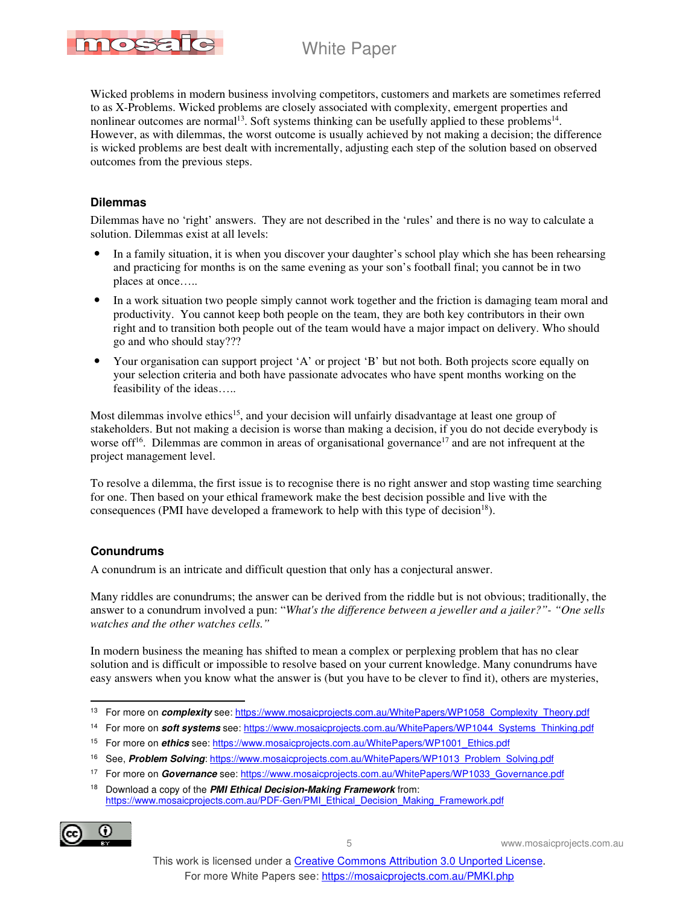Wicked problems in modern business involving competitors, customers and markets are sometimes referred to as X-Problems. Wicked problems are closely associated with complexity, emergent properties and nonlinear outcomes are normal[13]. Soft systems thinking can be usefully applied to these problems[14]. However, as with dilemmas, the worst outcome is usually achieved by not making a decision; the difference is wicked problems are best dealt with incrementally, adjusting each step of the solution based on observed outcomes from the previous steps.

### Dilemmas

Dilemmas have no 'right' answers. They are not described in the 'rules' and there is no way to calculate a solution. Dilemmas exist at all levels:

- In a family situation, it is when you discover your daughter's school play which she has been rehearsing and practicing for months is on the same evening as your son's football final; you cannot be in two places at once…..
- In a work situation two people simply cannot work together and the friction is damaging team moral and productivity. You cannot keep both people on the team, they are both key contributors in their own right and to transition both people out of the team would have a major impact on delivery. Who should go and who should stay???
- Your organisation can support project 'A' or project 'B' but not both. Both projects score equally on your selection criteria and both have passionate advocates who have spent months working on the feasibility of the ideas…..

Most dilemmas involve ethics[15], and your decision will unfairly disadvantage at least one group of stakeholders. But not making a decision is worse than making a decision, if you do not decide everybody is worse off[16]. Dilemmas are common in areas of organisational governance[17] and are not infrequent at the project management level.

To resolve a dilemma, the first issue is to recognise there is no right answer and stop wasting time searching for one. Then based on your ethical framework make the best decision possible and live with the consequences (PMI have developed a framework to help with this type of decision[18]).

### Conundrums

A conundrum is an intricate and difficult question that only has a conjectural answer.

Many riddles are conundrums; the answer can be derived from the riddle but is not obvious; traditionally, the answer to a conundrum involved a pun: "*What's the difference between a jeweller and a jailer?"- "One sells watches and the other watches cells."*

In modern business the meaning has shifted to mean a complex or perplexing problem that has no clear solution and is difficult or impossible to resolve based on your current knowledge. Many conundrums have easy answers when you know what the answer is (but you have to be clever to find it), others are mysteries,

---

[13] For more on ***complexity*** see: https://www.mosaicprojects.com.au/WhitePapers/WP1058_Complexity_Theory.pdf

[14] For more on ***soft systems*** see: https://www.mosaicprojects.com.au/WhitePapers/WP1044_Systems_Thinking.pdf

[15] For more on ***ethics*** see: https://www.mosaicprojects.com.au/WhitePapers/WP1001_Ethics.pdf

[16] See, ***Problem Solving***: https://www.mosaicprojects.com.au/WhitePapers/WP1013_Problem_Solving.pdf

[17] For more on ***Governance*** see: https://www.mosaicprojects.com.au/WhitePapers/WP1033_Governance.pdf

[18] Download a copy of the ***PMI Ethical Decision-Making Framework*** from: https://www.mosaicprojects.com.au/PDF-Gen/PMI_Ethical_Decision_Making_Framework.pdf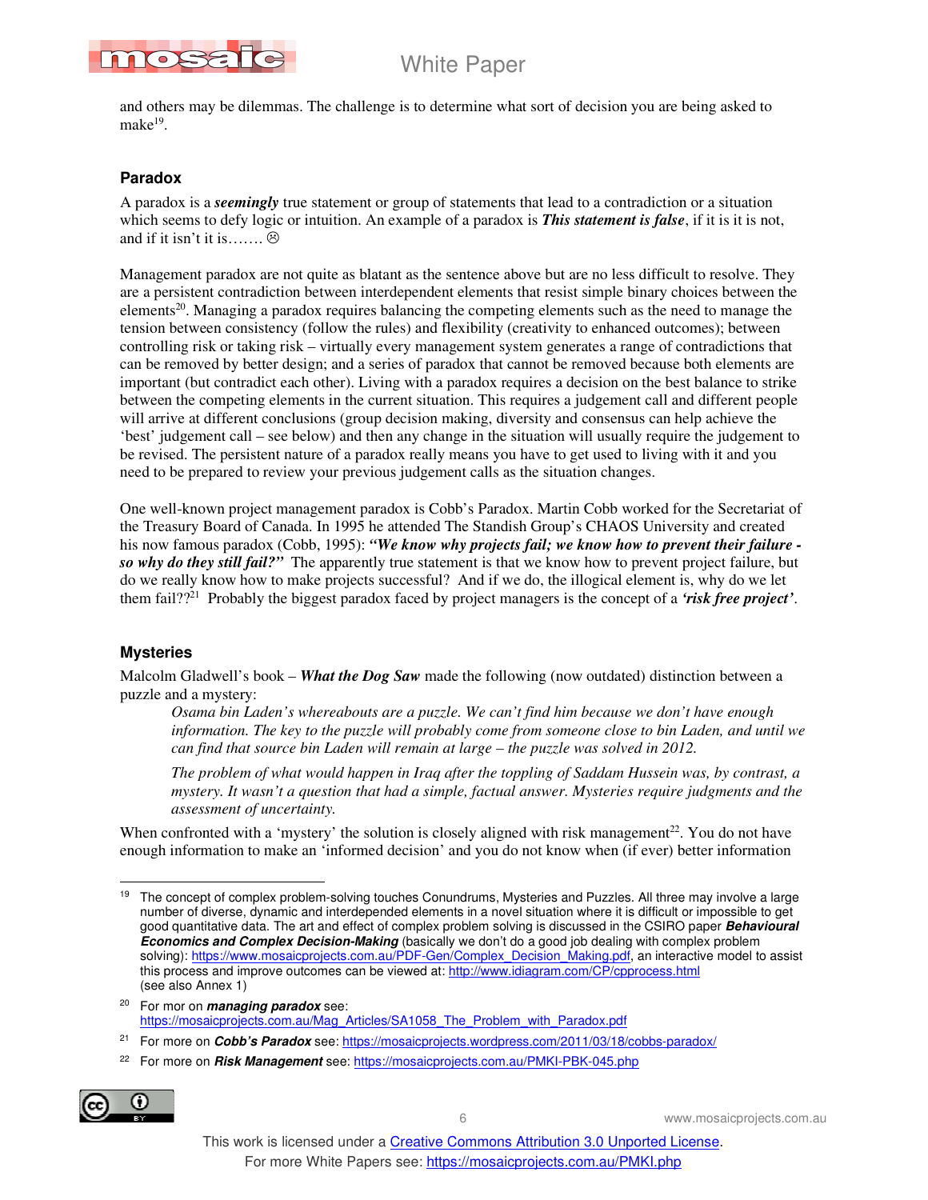and others may be dilemmas. The challenge is to determine what sort of decision you are being asked to make[19].

### Paradox

A paradox is a ***seemingly*** true statement or group of statements that lead to a contradiction or a situation which seems to defy logic or intuition. An example of a paradox is ***This statement is false***, if it is it is not, and if it isn't it is……. ☹

Management paradox are not quite as blatant as the sentence above but are no less difficult to resolve. They are a persistent contradiction between interdependent elements that resist simple binary choices between the elements[20]. Managing a paradox requires balancing the competing elements such as the need to manage the tension between consistency (follow the rules) and flexibility (creativity to enhanced outcomes); between controlling risk or taking risk – virtually every management system generates a range of contradictions that can be removed by better design; and a series of paradox that cannot be removed because both elements are important (but contradict each other). Living with a paradox requires a decision on the best balance to strike between the competing elements in the current situation. This requires a judgement call and different people will arrive at different conclusions (group decision making, diversity and consensus can help achieve the 'best' judgement call – see below) and then any change in the situation will usually require the judgement to be revised. The persistent nature of a paradox really means you have to get used to living with it and you need to be prepared to review your previous judgement calls as the situation changes.

One well-known project management paradox is Cobb's Paradox. Martin Cobb worked for the Secretariat of the Treasury Board of Canada. In 1995 he attended The Standish Group's CHAOS University and created his now famous paradox (Cobb, 1995): ***"We know why projects fail; we know how to prevent their failure - so why do they still fail?"*** The apparently true statement is that we know how to prevent project failure, but do we really know how to make projects successful? And if we do, the illogical element is, why do we let them fail??[21] Probably the biggest paradox faced by project managers is the concept of a ***'risk free project'***.

### Mysteries

Malcolm Gladwell's book – ***What the Dog Saw*** made the following (now outdated) distinction between a puzzle and a mystery:

> *Osama bin Laden's whereabouts are a puzzle. We can't find him because we don't have enough information. The key to the puzzle will probably come from someone close to bin Laden, and until we can find that source bin Laden will remain at large – the puzzle was solved in 2012.*
>
> *The problem of what would happen in Iraq after the toppling of Saddam Hussein was, by contrast, a mystery. It wasn't a question that had a simple, factual answer. Mysteries require judgments and the assessment of uncertainty.*

When confronted with a 'mystery' the solution is closely aligned with risk management[22]. You do not have enough information to make an 'informed decision' and you do not know when (if ever) better information

---

[19] The concept of complex problem-solving touches Conundrums, Mysteries and Puzzles. All three may involve a large number of diverse, dynamic and interdepended elements in a novel situation where it is difficult or impossible to get good quantitative data. The art and effect of complex problem solving is discussed in the CSIRO paper ***Behavioural Economics and Complex Decision-Making*** (basically we don't do a good job dealing with complex problem solving): https://www.mosaicprojects.com.au/PDF-Gen/Complex_Decision_Making.pdf, an interactive model to assist this process and improve outcomes can be viewed at: http://www.idiagram.com/CP/cpprocess.html (see also Annex 1)

[20] For mor on ***managing paradox*** see: https://mosaicprojects.com.au/Mag_Articles/SA1058_The_Problem_with_Paradox.pdf

[21] For more on ***Cobb's Paradox*** see: https://mosaicprojects.wordpress.com/2011/03/18/cobbs-paradox/

[22] For more on ***Risk Management*** see: https://mosaicprojects.com.au/PMKI-PBK-045.php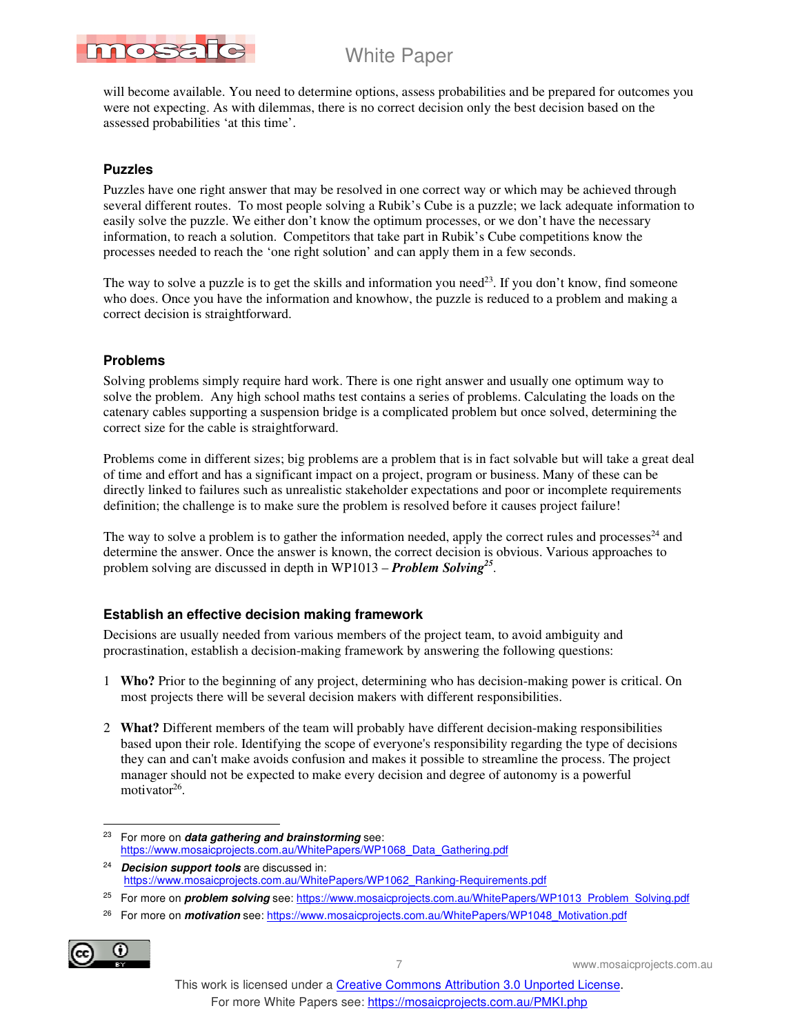will become available. You need to determine options, assess probabilities and be prepared for outcomes you were not expecting. As with dilemmas, there is no correct decision only the best decision based on the assessed probabilities 'at this time'.

### Puzzles

Puzzles have one right answer that may be resolved in one correct way or which may be achieved through several different routes. To most people solving a Rubik's Cube is a puzzle; we lack adequate information to easily solve the puzzle. We either don't know the optimum processes, or we don't have the necessary information, to reach a solution. Competitors that take part in Rubik's Cube competitions know the processes needed to reach the 'one right solution' and can apply them in a few seconds.

The way to solve a puzzle is to get the skills and information you need[23]. If you don't know, find someone who does. Once you have the information and knowhow, the puzzle is reduced to a problem and making a correct decision is straightforward.

### Problems

Solving problems simply require hard work. There is one right answer and usually one optimum way to solve the problem. Any high school maths test contains a series of problems. Calculating the loads on the catenary cables supporting a suspension bridge is a complicated problem but once solved, determining the correct size for the cable is straightforward.

Problems come in different sizes; big problems are a problem that is in fact solvable but will take a great deal of time and effort and has a significant impact on a project, program or business. Many of these can be directly linked to failures such as unrealistic stakeholder expectations and poor or incomplete requirements definition; the challenge is to make sure the problem is resolved before it causes project failure!

The way to solve a problem is to gather the information needed, apply the correct rules and processes[24] and determine the answer. Once the answer is known, the correct decision is obvious. Various approaches to problem solving are discussed in depth in WP1013 – ***Problem Solving***[25].

## Establish an effective decision making framework

Decisions are usually needed from various members of the project team, to avoid ambiguity and procrastination, establish a decision-making framework by answering the following questions:

1. **Who?** Prior to the beginning of any project, determining who has decision-making power is critical. On most projects there will be several decision makers with different responsibilities.

2. **What?** Different members of the team will probably have different decision-making responsibilities based upon their role. Identifying the scope of everyone's responsibility regarding the type of decisions they can and can't make avoids confusion and makes it possible to streamline the process. The project manager should not be expected to make every decision and degree of autonomy is a powerful motivator[26].

---

[23] For more on ***data gathering and brainstorming*** see: https://www.mosaicprojects.com.au/WhitePapers/WP1068_Data_Gathering.pdf

[24] ***Decision support tools*** are discussed in: https://www.mosaicprojects.com.au/WhitePapers/WP1062_Ranking-Requirements.pdf

[25] For more on ***problem solving*** see: https://www.mosaicprojects.com.au/WhitePapers/WP1013_Problem_Solving.pdf

[26] For more on ***motivation*** see: https://www.mosaicprojects.com.au/WhitePapers/WP1048_Motivation.pdf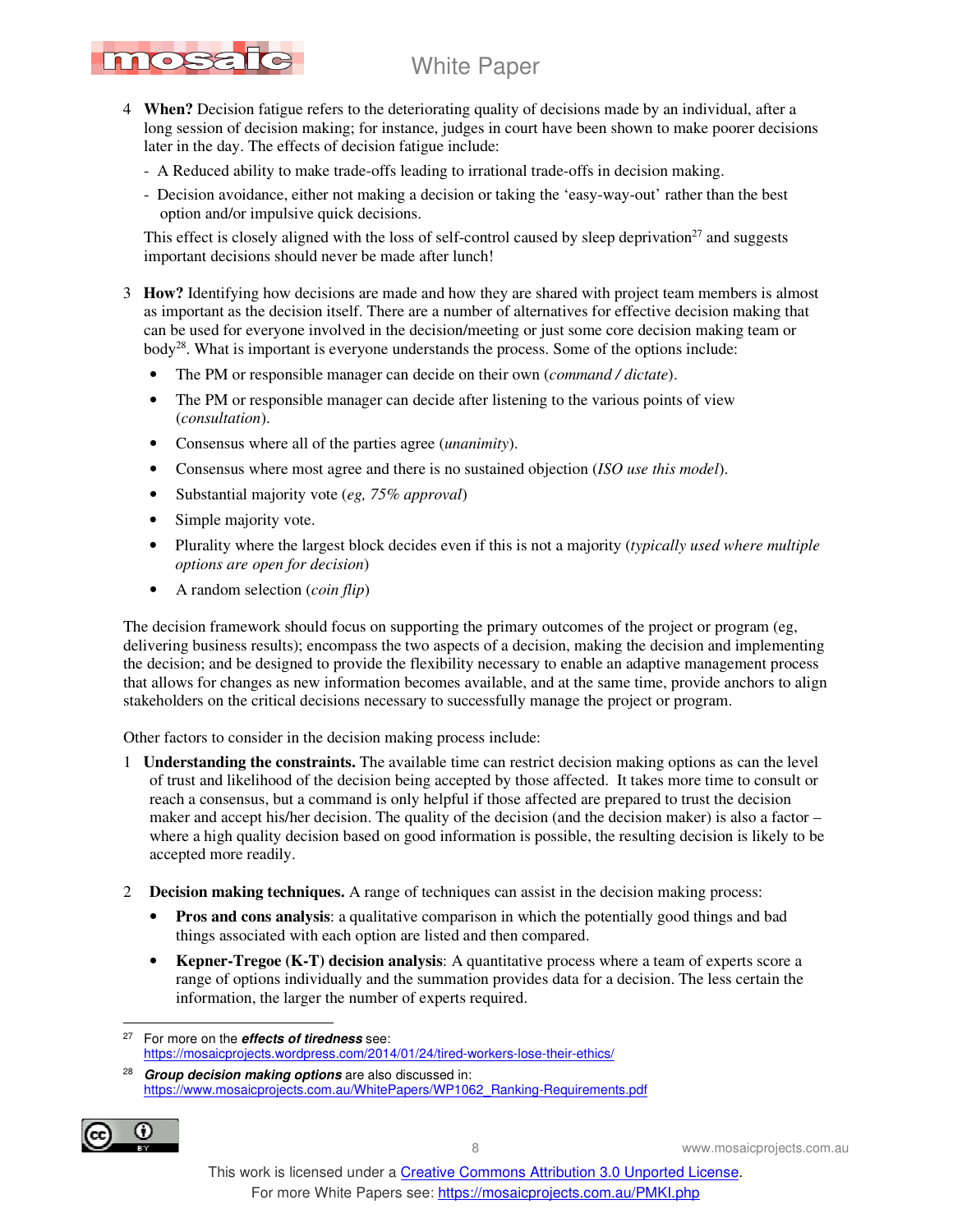4 **When?** Decision fatigue refers to the deteriorating quality of decisions made by an individual, after a long session of decision making; for instance, judges in court have been shown to make poorer decisions later in the day. The effects of decision fatigue include:

- A Reduced ability to make trade-offs leading to irrational trade-offs in decision making.
- Decision avoidance, either not making a decision or taking the 'easy-way-out' rather than the best option and/or impulsive quick decisions.

This effect is closely aligned with the loss of self-control caused by sleep deprivation[27] and suggests important decisions should never be made after lunch!

3 **How?** Identifying how decisions are made and how they are shared with project team members is almost as important as the decision itself. There are a number of alternatives for effective decision making that can be used for everyone involved in the decision/meeting or just some core decision making team or body[28]. What is important is everyone understands the process. Some of the options include:

- The PM or responsible manager can decide on their own (*command / dictate*).
- The PM or responsible manager can decide after listening to the various points of view (*consultation*).
- Consensus where all of the parties agree (*unanimity*).
- Consensus where most agree and there is no sustained objection (*ISO use this model*).
- Substantial majority vote (*eg, 75% approval*)
- Simple majority vote.
- Plurality where the largest block decides even if this is not a majority (*typically used where multiple options are open for decision*)
- A random selection (*coin flip*)

The decision framework should focus on supporting the primary outcomes of the project or program (eg, delivering business results); encompass the two aspects of a decision, making the decision and implementing the decision; and be designed to provide the flexibility necessary to enable an adaptive management process that allows for changes as new information becomes available, and at the same time, provide anchors to align stakeholders on the critical decisions necessary to successfully manage the project or program.

Other factors to consider in the decision making process include:

1 **Understanding the constraints.** The available time can restrict decision making options as can the level of trust and likelihood of the decision being accepted by those affected. It takes more time to consult or reach a consensus, but a command is only helpful if those affected are prepared to trust the decision maker and accept his/her decision. The quality of the decision (and the decision maker) is also a factor – where a high quality decision based on good information is possible, the resulting decision is likely to be accepted more readily.

2 **Decision making techniques.** A range of techniques can assist in the decision making process:

- **Pros and cons analysis**: a qualitative comparison in which the potentially good things and bad things associated with each option are listed and then compared.
- **Kepner-Tregoe (K-T) decision analysis**: A quantitative process where a team of experts score a range of options individually and the summation provides data for a decision. The less certain the information, the larger the number of experts required.

---

[27] For more on the ***effects of tiredness*** see: https://mosaicprojects.wordpress.com/2014/01/24/tired-workers-lose-their-ethics/

[28] ***Group decision making options*** are also discussed in: https://www.mosaicprojects.com.au/WhitePapers/WP1062_Ranking-Requirements.pdf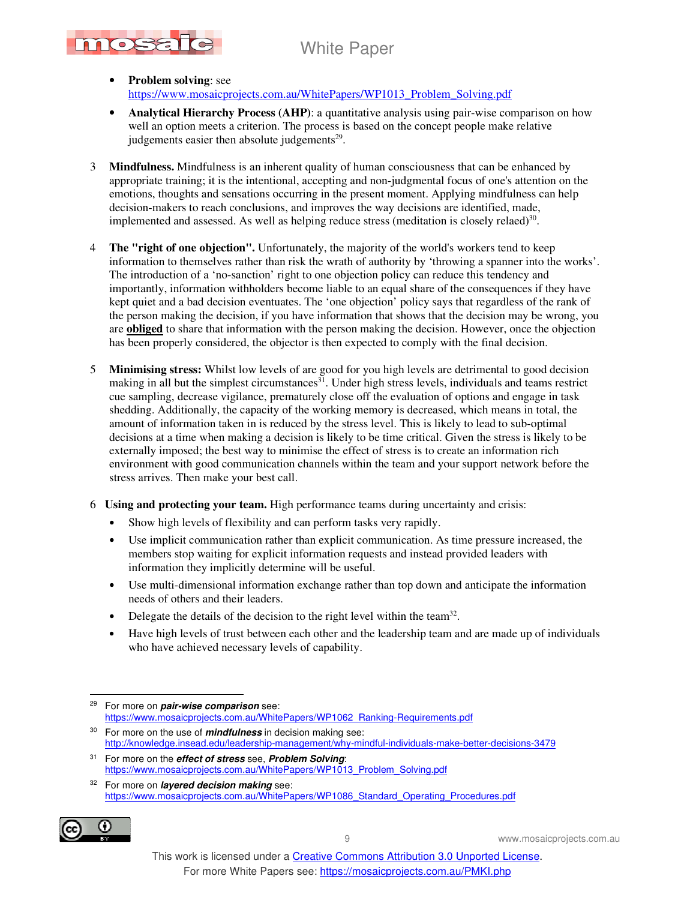- **Problem solving**: see https://www.mosaicprojects.com.au/WhitePapers/WP1013_Problem_Solving.pdf
- **Analytical Hierarchy Process (AHP)**: a quantitative analysis using pair-wise comparison on how well an option meets a criterion. The process is based on the concept people make relative judgements easier then absolute judgements[29].

3 **Mindfulness.** Mindfulness is an inherent quality of human consciousness that can be enhanced by appropriate training; it is the intentional, accepting and non-judgmental focus of one's attention on the emotions, thoughts and sensations occurring in the present moment. Applying mindfulness can help decision-makers to reach conclusions, and improves the way decisions are identified, made, implemented and assessed. As well as helping reduce stress (meditation is closely relaed)[30].

4 **The "right of one objection".** Unfortunately, the majority of the world's workers tend to keep information to themselves rather than risk the wrath of authority by 'throwing a spanner into the works'. The introduction of a 'no-sanction' right to one objection policy can reduce this tendency and importantly, information withholders become liable to an equal share of the consequences if they have kept quiet and a bad decision eventuates. The 'one objection' policy says that regardless of the rank of the person making the decision, if you have information that shows that the decision may be wrong, you are **obliged** to share that information with the person making the decision. However, once the objection has been properly considered, the objector is then expected to comply with the final decision.

5 **Minimising stress:** Whilst low levels of are good for you high levels are detrimental to good decision making in all but the simplest circumstances[31]. Under high stress levels, individuals and teams restrict cue sampling, decrease vigilance, prematurely close off the evaluation of options and engage in task shedding. Additionally, the capacity of the working memory is decreased, which means in total, the amount of information taken in is reduced by the stress level. This is likely to lead to sub-optimal decisions at a time when making a decision is likely to be time critical. Given the stress is likely to be externally imposed; the best way to minimise the effect of stress is to create an information rich environment with good communication channels within the team and your support network before the stress arrives. Then make your best call.

6 **Using and protecting your team.** High performance teams during uncertainty and crisis:

- Show high levels of flexibility and can perform tasks very rapidly.
- Use implicit communication rather than explicit communication. As time pressure increased, the members stop waiting for explicit information requests and instead provided leaders with information they implicitly determine will be useful.
- Use multi-dimensional information exchange rather than top down and anticipate the information needs of others and their leaders.
- Delegate the details of the decision to the right level within the team[32].
- Have high levels of trust between each other and the leadership team and are made up of individuals who have achieved necessary levels of capability.

---

[29] For more on ***pair-wise comparison*** see: https://www.mosaicprojects.com.au/WhitePapers/WP1062_Ranking-Requirements.pdf

[30] For more on the use of ***mindfulness*** in decision making see: http://knowledge.insead.edu/leadership-management/why-mindful-individuals-make-better-decisions-3479

[31] For more on the ***effect of stress*** see, ***Problem Solving***: https://www.mosaicprojects.com.au/WhitePapers/WP1013_Problem_Solving.pdf

[32] For more on ***layered decision making*** see: https://www.mosaicprojects.com.au/WhitePapers/WP1086_Standard_Operating_Procedures.pdf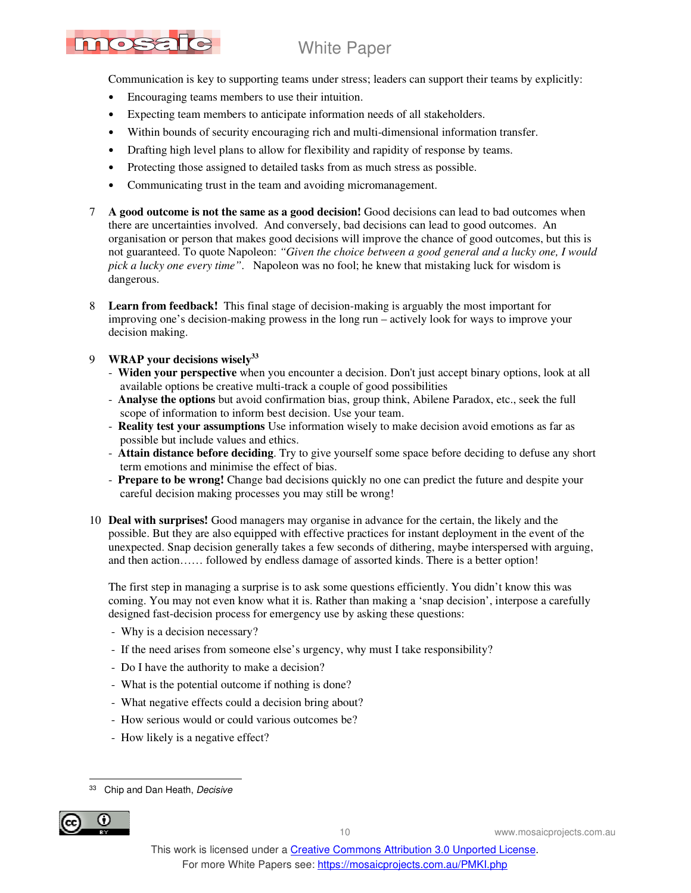Communication is key to supporting teams under stress; leaders can support their teams by explicitly:

- Encouraging teams members to use their intuition.
- Expecting team members to anticipate information needs of all stakeholders.
- Within bounds of security encouraging rich and multi-dimensional information transfer.
- Drafting high level plans to allow for flexibility and rapidity of response by teams.
- Protecting those assigned to detailed tasks from as much stress as possible.
- Communicating trust in the team and avoiding micromanagement.

7 **A good outcome is not the same as a good decision!** Good decisions can lead to bad outcomes when there are uncertainties involved. And conversely, bad decisions can lead to good outcomes. An organisation or person that makes good decisions will improve the chance of good outcomes, but this is not guaranteed. To quote Napoleon: *"Given the choice between a good general and a lucky one, I would pick a lucky one every time"*. Napoleon was no fool; he knew that mistaking luck for wisdom is dangerous.

8 **Learn from feedback!** This final stage of decision-making is arguably the most important for improving one's decision-making prowess in the long run – actively look for ways to improve your decision making.

9 **WRAP your decisions wisely**[33]

- **Widen your perspective** when you encounter a decision. Don't just accept binary options, look at all available options be creative multi-track a couple of good possibilities
- **Analyse the options** but avoid confirmation bias, group think, Abilene Paradox, etc., seek the full scope of information to inform best decision. Use your team.
- **Reality test your assumptions** Use information wisely to make decision avoid emotions as far as possible but include values and ethics.
- **Attain distance before deciding**. Try to give yourself some space before deciding to defuse any short term emotions and minimise the effect of bias.
- **Prepare to be wrong!** Change bad decisions quickly no one can predict the future and despite your careful decision making processes you may still be wrong!

10 **Deal with surprises!** Good managers may organise in advance for the certain, the likely and the possible. But they are also equipped with effective practices for instant deployment in the event of the unexpected. Snap decision generally takes a few seconds of dithering, maybe interspersed with arguing, and then action…… followed by endless damage of assorted kinds. There is a better option!

The first step in managing a surprise is to ask some questions efficiently. You didn't know this was coming. You may not even know what it is. Rather than making a 'snap decision', interpose a carefully designed fast-decision process for emergency use by asking these questions:

- Why is a decision necessary?
- If the need arises from someone else's urgency, why must I take responsibility?
- Do I have the authority to make a decision?
- What is the potential outcome if nothing is done?
- What negative effects could a decision bring about?
- How serious would or could various outcomes be?
- How likely is a negative effect?

---

[33] Chip and Dan Heath, *Decisive*

This work is licensed under a Creative Commons Attribution 3.0 Unported License.
For more White Papers see: https://mosaicprojects.com.au/PMKI.php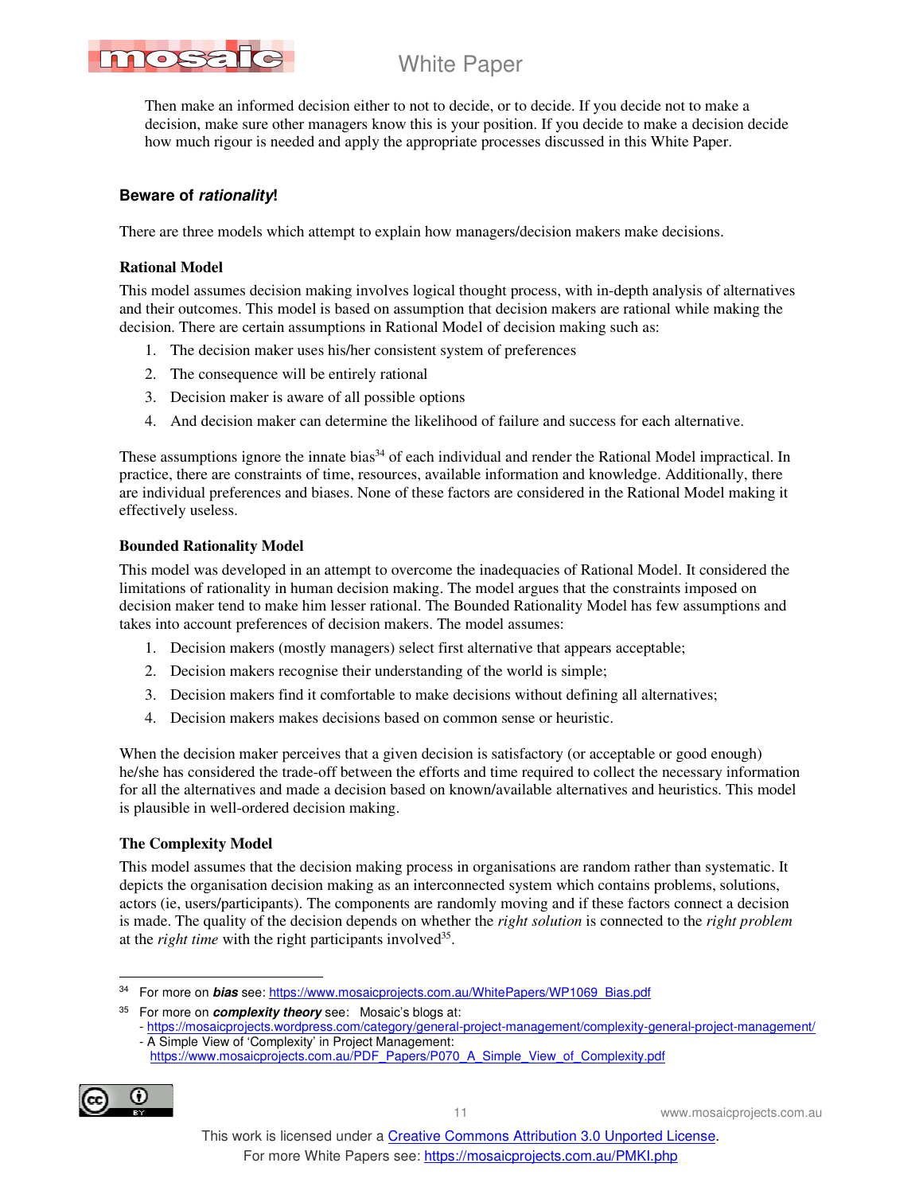Then make an informed decision either to not to decide, or to decide. If you decide not to make a decision, make sure other managers know this is your position. If you decide to make a decision decide how much rigour is needed and apply the appropriate processes discussed in this White Paper.

## Beware of *rationality*!

There are three models which attempt to explain how managers/decision makers make decisions.

### Rational Model

This model assumes decision making involves logical thought process, with in-depth analysis of alternatives and their outcomes. This model is based on assumption that decision makers are rational while making the decision. There are certain assumptions in Rational Model of decision making such as:

1. The decision maker uses his/her consistent system of preferences
2. The consequence will be entirely rational
3. Decision maker is aware of all possible options
4. And decision maker can determine the likelihood of failure and success for each alternative.

These assumptions ignore the innate bias[34] of each individual and render the Rational Model impractical. In practice, there are constraints of time, resources, available information and knowledge. Additionally, there are individual preferences and biases. None of these factors are considered in the Rational Model making it effectively useless.

### Bounded Rationality Model

This model was developed in an attempt to overcome the inadequacies of Rational Model. It considered the limitations of rationality in human decision making. The model argues that the constraints imposed on decision maker tend to make him lesser rational. The Bounded Rationality Model has few assumptions and takes into account preferences of decision makers. The model assumes:

1. Decision makers (mostly managers) select first alternative that appears acceptable;
2. Decision makers recognise their understanding of the world is simple;
3. Decision makers find it comfortable to make decisions without defining all alternatives;
4. Decision makers makes decisions based on common sense or heuristic.

When the decision maker perceives that a given decision is satisfactory (or acceptable or good enough) he/she has considered the trade-off between the efforts and time required to collect the necessary information for all the alternatives and made a decision based on known/available alternatives and heuristics. This model is plausible in well-ordered decision making.

### The Complexity Model

This model assumes that the decision making process in organisations are random rather than systematic. It depicts the organisation decision making as an interconnected system which contains problems, solutions, actors (ie, users/participants). The components are randomly moving and if these factors connect a decision is made. The quality of the decision depends on whether the *right solution* is connected to the *right problem* at the *right time* with the right participants involved[35].

---

[34] For more on ***bias*** see: https://www.mosaicprojects.com.au/WhitePapers/WP1069_Bias.pdf

[35] For more on ***complexity theory*** see: Mosaic's blogs at:
- https://mosaicprojects.wordpress.com/category/general-project-management/complexity-general-project-management/
- A Simple View of 'Complexity' in Project Management: https://www.mosaicprojects.com.au/PDF_Papers/P070_A_Simple_View_of_Complexity.pdf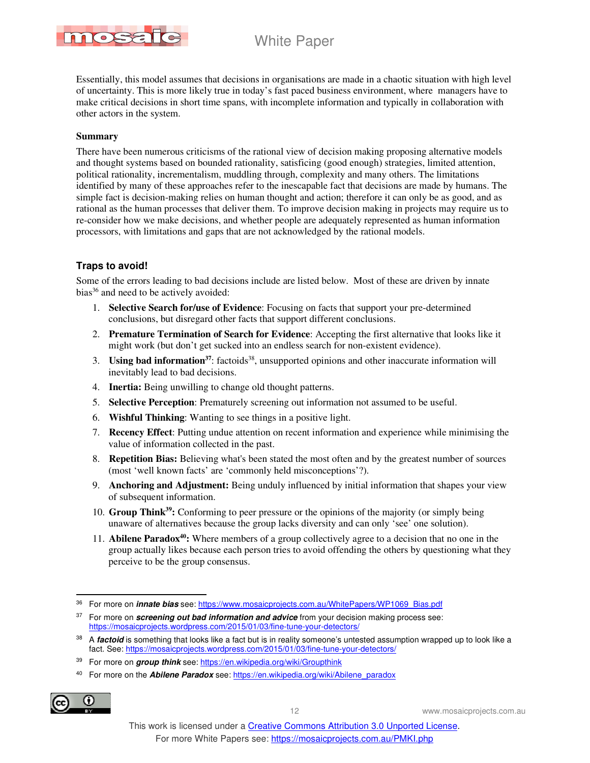Essentially, this model assumes that decisions in organisations are made in a chaotic situation with high level of uncertainty. This is more likely true in today's fast paced business environment, where managers have to make critical decisions in short time spans, with incomplete information and typically in collaboration with other actors in the system.

### Summary

There have been numerous criticisms of the rational view of decision making proposing alternative models and thought systems based on bounded rationality, satisficing (good enough) strategies, limited attention, political rationality, incrementalism, muddling through, complexity and many others. The limitations identified by many of these approaches refer to the inescapable fact that decisions are made by humans. The simple fact is decision-making relies on human thought and action; therefore it can only be as good, and as rational as the human processes that deliver them. To improve decision making in projects may require us to re-consider how we make decisions, and whether people are adequately represented as human information processors, with limitations and gaps that are not acknowledged by the rational models.

## Traps to avoid!

Some of the errors leading to bad decisions include are listed below. Most of these are driven by innate bias[36] and need to be actively avoided:

1. **Selective Search for/use of Evidence**: Focusing on facts that support your pre-determined conclusions, but disregard other facts that support different conclusions.
2. **Premature Termination of Search for Evidence**: Accepting the first alternative that looks like it might work (but don't get sucked into an endless search for non-existent evidence).
3. **Using bad information**[37]: factoids[38], unsupported opinions and other inaccurate information will inevitably lead to bad decisions.
4. **Inertia:** Being unwilling to change old thought patterns.
5. **Selective Perception**: Prematurely screening out information not assumed to be useful.
6. **Wishful Thinking**: Wanting to see things in a positive light.
7. **Recency Effect**: Putting undue attention on recent information and experience while minimising the value of information collected in the past.
8. **Repetition Bias:** Believing what's been stated the most often and by the greatest number of sources (most 'well known facts' are 'commonly held misconceptions'?).
9. **Anchoring and Adjustment:** Being unduly influenced by initial information that shapes your view of subsequent information.
10. **Group Think**[39]**:** Conforming to peer pressure or the opinions of the majority (or simply being unaware of alternatives because the group lacks diversity and can only 'see' one solution).
11. **Abilene Paradox**[40]**:** Where members of a group collectively agree to a decision that no one in the group actually likes because each person tries to avoid offending the others by questioning what they perceive to be the group consensus.

---

[36] For more on ***innate bias*** see: https://www.mosaicprojects.com.au/WhitePapers/WP1069_Bias.pdf

[37] For more on ***screening out bad information and advice*** from your decision making process see: https://mosaicprojects.wordpress.com/2015/01/03/fine-tune-your-detectors/

[38] A ***factoid*** is something that looks like a fact but is in reality someone's untested assumption wrapped up to look like a fact. See: https://mosaicprojects.wordpress.com/2015/01/03/fine-tune-your-detectors/

[39] For more on ***group think*** see: https://en.wikipedia.org/wiki/Groupthink

[40] For more on the ***Abilene Paradox*** see: https://en.wikipedia.org/wiki/Abilene_paradox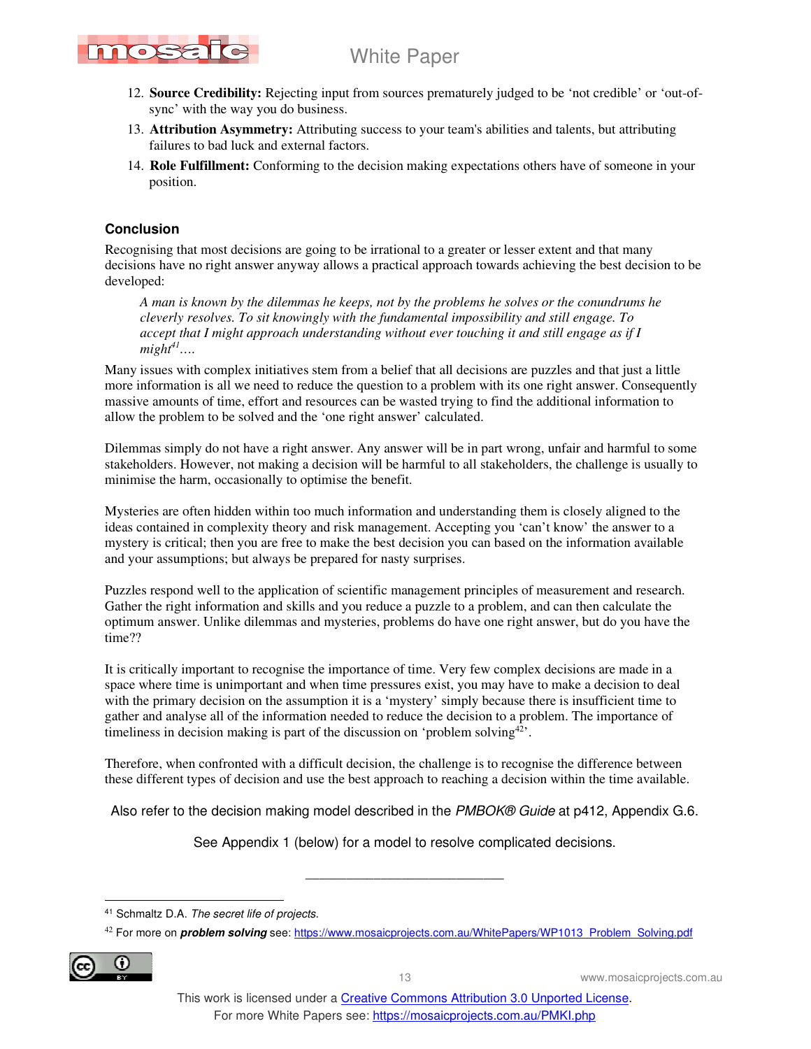12. **Source Credibility:** Rejecting input from sources prematurely judged to be 'not credible' or 'out-of-sync' with the way you do business.
13. **Attribution Asymmetry:** Attributing success to your team's abilities and talents, but attributing failures to bad luck and external factors.
14. **Role Fulfillment:** Conforming to the decision making expectations others have of someone in your position.

## Conclusion

Recognising that most decisions are going to be irrational to a greater or lesser extent and that many decisions have no right answer anyway allows a practical approach towards achieving the best decision to be developed:

> *A man is known by the dilemmas he keeps, not by the problems he solves or the conundrums he cleverly resolves. To sit knowingly with the fundamental impossibility and still engage. To accept that I might approach understanding without ever touching it and still engage as if I might*[41]*….*

Many issues with complex initiatives stem from a belief that all decisions are puzzles and that just a little more information is all we need to reduce the question to a problem with its one right answer. Consequently massive amounts of time, effort and resources can be wasted trying to find the additional information to allow the problem to be solved and the 'one right answer' calculated.

Dilemmas simply do not have a right answer. Any answer will be in part wrong, unfair and harmful to some stakeholders. However, not making a decision will be harmful to all stakeholders, the challenge is usually to minimise the harm, occasionally to optimise the benefit.

Mysteries are often hidden within too much information and understanding them is closely aligned to the ideas contained in complexity theory and risk management. Accepting you 'can't know' the answer to a mystery is critical; then you are free to make the best decision you can based on the information available and your assumptions; but always be prepared for nasty surprises.

Puzzles respond well to the application of scientific management principles of measurement and research. Gather the right information and skills and you reduce a puzzle to a problem, and can then calculate the optimum answer. Unlike dilemmas and mysteries, problems do have one right answer, but do you have the time??

It is critically important to recognise the importance of time. Very few complex decisions are made in a space where time is unimportant and when time pressures exist, you may have to make a decision to deal with the primary decision on the assumption it is a 'mystery' simply because there is insufficient time to gather and analyse all of the information needed to reduce the decision to a problem. The importance of timeliness in decision making is part of the discussion on 'problem solving[42]'.

Therefore, when confronted with a difficult decision, the challenge is to recognise the difference between these different types of decision and use the best approach to reaching a decision within the time available.

Also refer to the decision making model described in the *PMBOK® Guide* at p412, Appendix G.6.

See Appendix 1 (below) for a model to resolve complicated decisions.

---

[41] Schmaltz D.A. *The secret life of projects*.

[42] For more on ***problem solving*** see: https://www.mosaicprojects.com.au/WhitePapers/WP1013_Problem_Solving.pdf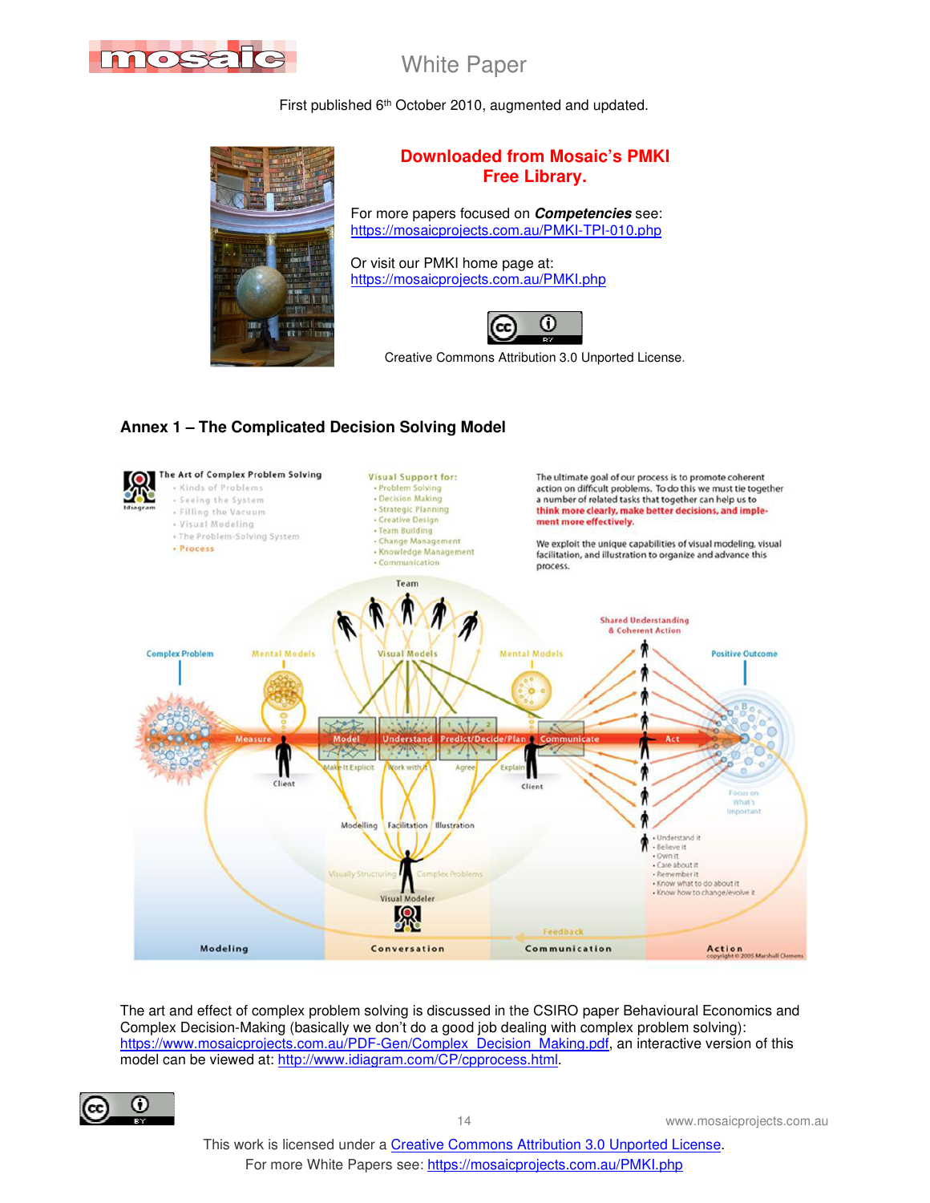First published 6th October 2010, augmented and updated.

**Downloaded from Mosaic's PMKI Free Library.**

For more papers focused on ***Competencies*** see:
https://mosaicprojects.com.au/PMKI-TPI-010.php

Or visit our PMKI home page at:
https://mosaicprojects.com.au/PMKI.php

Creative Commons Attribution 3.0 Unported License.

### Annex 1 – The Complicated Decision Solving Model

The Art of Complex Problem Solving
- Kinds of Problems
- Seeing the System
- Filling the Vacuum
- Visual Modeling
- The Problem-Solving System
- Process

Visual Support for:
- Problem Solving
- Decision Making
- Strategic Planning
- Creative Design
- Team Building
- Change Management
- Knowledge Management
- Communication

The ultimate goal of our process is to promote coherent action on difficult problems. To do this we must tie together a number of related tasks that together can help us to think more clearly, make better decisions, and implement more effectively.

We exploit the unique capabilities of visual modeling, visual facilitation, and illustration to organize and advance this process.

Team

Shared Understanding & Coherent Action

Complex Problem

Mental Models

Visual Models

Mental Models

Positive Outcome

Measure

Model

Understand

Predict/Decide/Plan

Communicate

Act

Make It Explicit

Work with it

Agree

Explain

Client

Client

Focus on What's Important

Modelling

Facilitation

Illustration

- Understand it
- Believe it
- Own it
- Care about it
- Remember it
- Know what to do about it
- Know how to change/evolve it

Visually Structuring Complex Problems

Visual Modeler

Feedback

Modeling

Conversation

Communication

Action

copyright © 2005 Marshall Clemens

The art and effect of complex problem solving is discussed in the CSIRO paper Behavioural Economics and Complex Decision-Making (basically we don't do a good job dealing with complex problem solving): https://www.mosaicprojects.com.au/PDF-Gen/Complex_Decision_Making.pdf, an interactive version of this model can be viewed at: http://www.idiagram.com/CP/cpprocess.html.

This work is licensed under a Creative Commons Attribution 3.0 Unported License.
For more White Papers see: https://mosaicprojects.com.au/PMKI.php